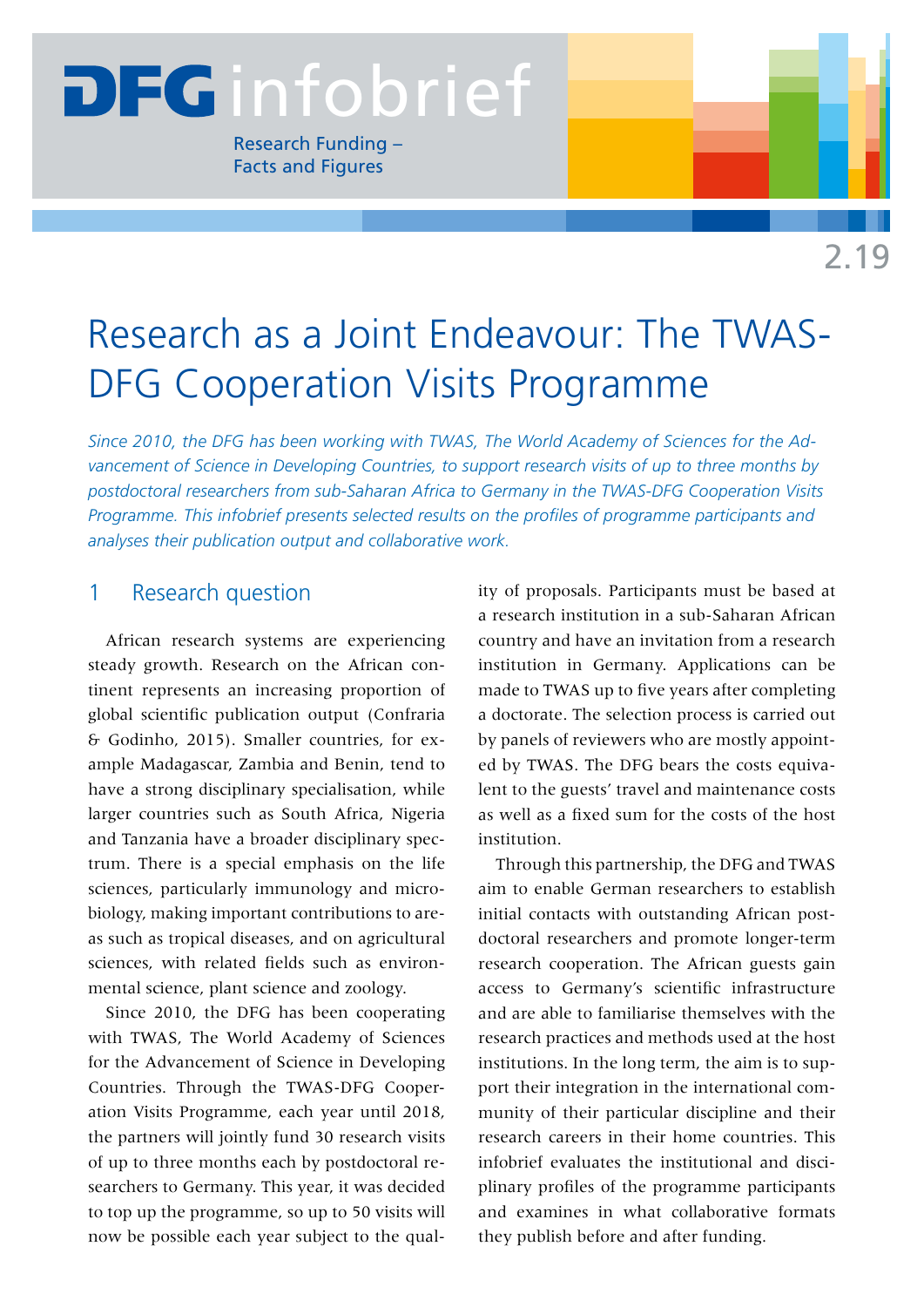DFG infobrief

Research Funding – Facts and Figures

2.19

# Research as a Joint Endeavour: The TWAS-DFG Cooperation Visits Programme

*Since 2010, the DFG has been working with TWAS, The World Academy of Sciences for the Advancement of Science in Developing Countries, to support research visits of up to three months by postdoctoral researchers from sub-Saharan Africa to Germany in the TWAS-DFG Cooperation Visits Programme. This infobrief presents selected results on the profiles of programme participants and analyses their publication output and collaborative work.*

## 1 Research question

African research systems are experiencing steady growth. Research on the African continent represents an increasing proportion of global scientific publication output (Confraria & Godinho, 2015). Smaller countries, for example Madagascar, Zambia and Benin, tend to have a strong disciplinary specialisation, while larger countries such as South Africa, Nigeria and Tanzania have a broader disciplinary spectrum. There is a special emphasis on the life sciences, particularly immunology and microbiology, making important contributions to areas such as tropical diseases, and on agricultural sciences, with related fields such as environmental science, plant science and zoology.

Since 2010, the DFG has been cooperating with TWAS, The World Academy of Sciences for the Advancement of Science in Developing Countries. Through the TWAS-DFG Cooperation Visits Programme, each year until 2018, the partners will jointly fund 30 research visits of up to three months each by postdoctoral researchers to Germany. This year, it was decided to top up the programme, so up to 50 visits will now be possible each year subject to the quality of proposals. Participants must be based at a research institution in a sub-Saharan African country and have an invitation from a research institution in Germany. Applications can be made to TWAS up to five years after completing a doctorate. The selection process is carried out by panels of reviewers who are mostly appointed by TWAS. The DFG bears the costs equivalent to the guests' travel and maintenance costs as well as a fixed sum for the costs of the host institution.

Through this partnership, the DFG and TWAS aim to enable German researchers to establish initial contacts with outstanding African postdoctoral researchers and promote longer-term research cooperation. The African guests gain access to Germany's scientific infrastructure and are able to familiarise themselves with the research practices and methods used at the host institutions. In the long term, the aim is to support their integration in the international community of their particular discipline and their research careers in their home countries. This infobrief evaluates the institutional and disciplinary profiles of the programme participants and examines in what collaborative formats they publish before and after funding.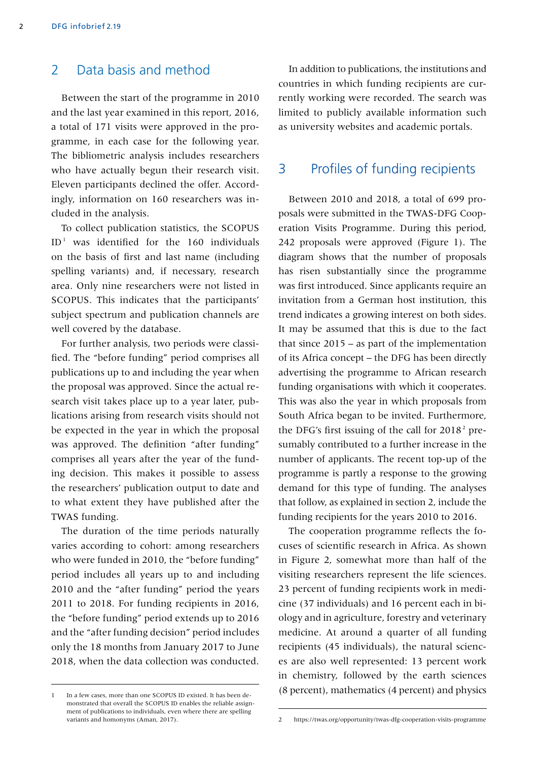## 2 Data basis and method

Between the start of the programme in 2010 and the last year examined in this report, 2016, a total of 171 visits were approved in the programme, in each case for the following year. The bibliometric analysis includes researchers who have actually begun their research visit. Eleven participants declined the offer. Accordingly, information on 160 researchers was included in the analysis.

To collect publication statistics, the SCOPUS ID[1] was identified for the 160 individuals on the basis of first and last name (including spelling variants) and, if necessary, research area. Only nine researchers were not listed in SCOPUS. This indicates that the participants' subject spectrum and publication channels are well covered by the database.

For further analysis, two periods were classified. The "before funding" period comprises all publications up to and including the year when the proposal was approved. Since the actual research visit takes place up to a year later, publications arising from research visits should not be expected in the year in which the proposal was approved. The definition "after funding" comprises all years after the year of the funding decision. This makes it possible to assess the researchers' publication output to date and to what extent they have published after the TWAS funding.

The duration of the time periods naturally varies according to cohort: among researchers who were funded in 2010, the "before funding" period includes all years up to and including 2010 and the "after funding" period the years 2011 to 2018. For funding recipients in 2016, the "before funding" period extends up to 2016 and the "after funding decision" period includes only the 18 months from January 2017 to June 2018, when the data collection was conducted.

In addition to publications, the institutions and countries in which funding recipients are currently working were recorded. The search was limited to publicly available information such as university websites and academic portals.

## 3 Profiles of funding recipients

Between 2010 and 2018, a total of 699 proposals were submitted in the TWAS-DFG Cooperation Visits Programme. During this period, 242 proposals were approved (Figure 1). The diagram shows that the number of proposals has risen substantially since the programme was first introduced. Since applicants require an invitation from a German host institution, this trend indicates a growing interest on both sides. It may be assumed that this is due to the fact that since 2015 – as part of the implementation of its Africa concept – the DFG has been directly advertising the programme to African research funding organisations with which it cooperates. This was also the year in which proposals from South Africa began to be invited. Furthermore, the DFG's first issuing of the call for 2018[2] presumably contributed to a further increase in the number of applicants. The recent top-up of the programme is partly a response to the growing demand for this type of funding. The analyses that follow, as explained in section 2, include the funding recipients for the years 2010 to 2016.

The cooperation programme reflects the focuses of scientific research in Africa. As shown in Figure 2, somewhat more than half of the visiting researchers represent the life sciences. 23 percent of funding recipients work in medicine (37 individuals) and 16 percent each in biology and in agriculture, forestry and veterinary medicine. At around a quarter of all funding recipients (45 individuals), the natural sciences are also well represented: 13 percent work in chemistry, followed by the earth sciences (8 percent), mathematics (4 percent) and physics

---

1 In a few cases, more than one SCOPUS ID existed. It has been demonstrated that overall the SCOPUS ID enables the reliable assignment of publications to individuals, even where there are spelling variants and homonyms (Aman, 2017).

2 https://twas.org/opportunity/twas-dfg-cooperation-visits-programme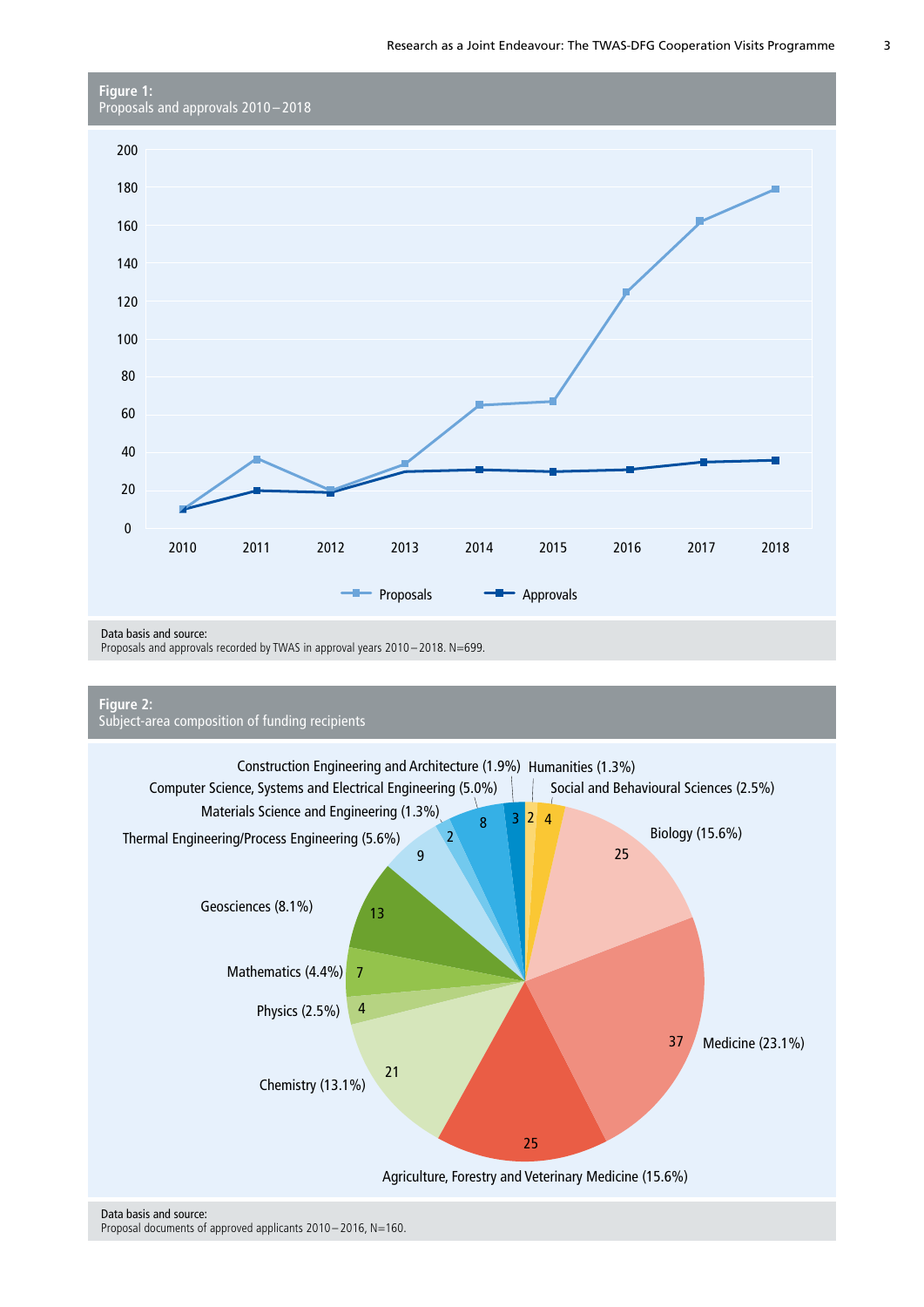**Figure 1:**
Proposals and approvals 2010 – 2018

| Year | Proposals | Approvals |
|---|---|---|
| 2010 | 10 | 10 |
| 2011 | 36 | 20 |
| 2012 | 20 | 19 |
| 2013 | 34 | 30 |
| 2014 | 65 | 31 |
| 2015 | 67 | 30 |
| 2016 | 125 | 31 |
| 2017 | 162 | 35 |
| 2018 | 179 | 36 |

Data basis and source:
Proposals and approvals recorded by TWAS in approval years 2010 – 2018. N=699.

**Figure 2:**
Subject-area composition of funding recipients

| Subject area | Number | Share |
|---|---|---|
| Humanities | 2 | 1.3% |
| Social and Behavioural Sciences | 4 | 2.5% |
| Biology | 25 | 15.6% |
| Medicine | 37 | 23.1% |
| Agriculture, Forestry and Veterinary Medicine | 25 | 15.6% |
| Chemistry | 21 | 13.1% |
| Physics | 4 | 2.5% |
| Mathematics | 7 | 4.4% |
| Geosciences | 13 | 8.1% |
| Thermal Engineering/Process Engineering | 9 | 5.6% |
| Materials Science and Engineering | 2 | 1.3% |
| Computer Science, Systems and Electrical Engineering | 8 | 5.0% |
| Construction Engineering and Architecture | 3 | 1.9% |

Data basis and source:
Proposal documents of approved applicants 2010 – 2016, N=160.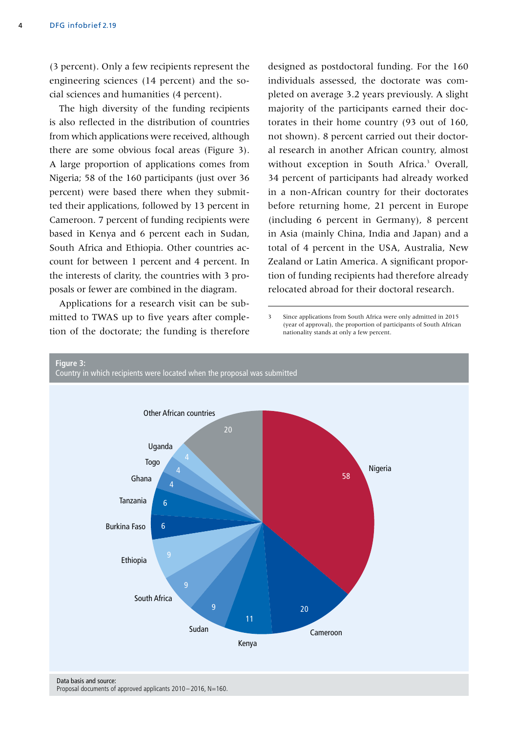(3 percent). Only a few recipients represent the engineering sciences (14 percent) and the social sciences and humanities (4 percent).

The high diversity of the funding recipients is also reflected in the distribution of countries from which applications were received, although there are some obvious focal areas (Figure 3). A large proportion of applications comes from Nigeria; 58 of the 160 participants (just over 36 percent) were based there when they submitted their applications, followed by 13 percent in Cameroon. 7 percent of funding recipients were based in Kenya and 6 percent each in Sudan, South Africa and Ethiopia. Other countries account for between 1 percent and 4 percent. In the interests of clarity, the countries with 3 proposals or fewer are combined in the diagram.

Applications for a research visit can be submitted to TWAS up to five years after completion of the doctorate; the funding is therefore designed as postdoctoral funding. For the 160 individuals assessed, the doctorate was completed on average 3.2 years previously. A slight majority of the participants earned their doctorates in their home country (93 out of 160, not shown). 8 percent carried out their doctoral research in another African country, almost without exception in South Africa.[3] Overall, 34 percent of participants had already worked in a non-African country for their doctorates before returning home, 21 percent in Europe (including 6 percent in Germany), 8 percent in Asia (mainly China, India and Japan) and a total of 4 percent in the USA, Australia, New Zealand or Latin America. A significant proportion of funding recipients had therefore already relocated abroad for their doctoral research.

[3] Since applications from South Africa were only admitted in 2015 (year of approval), the proportion of participants of South African nationality stands at only a few percent.

**Figure 3:**
Country in which recipients were located when the proposal was submitted

| Country | Number |
|---|---|
| Nigeria | 58 |
| Cameroon | 20 |
| Kenya | 11 |
| Sudan | 9 |
| South Africa | 9 |
| Ethiopia | 9 |
| Burkina Faso | 6 |
| Tanzania | 6 |
| Ghana | 4 |
| Togo | 4 |
| Uganda | 4 |
| Other African countries | 20 |

Data basis and source:
Proposal documents of approved applicants 2010–2016, N=160.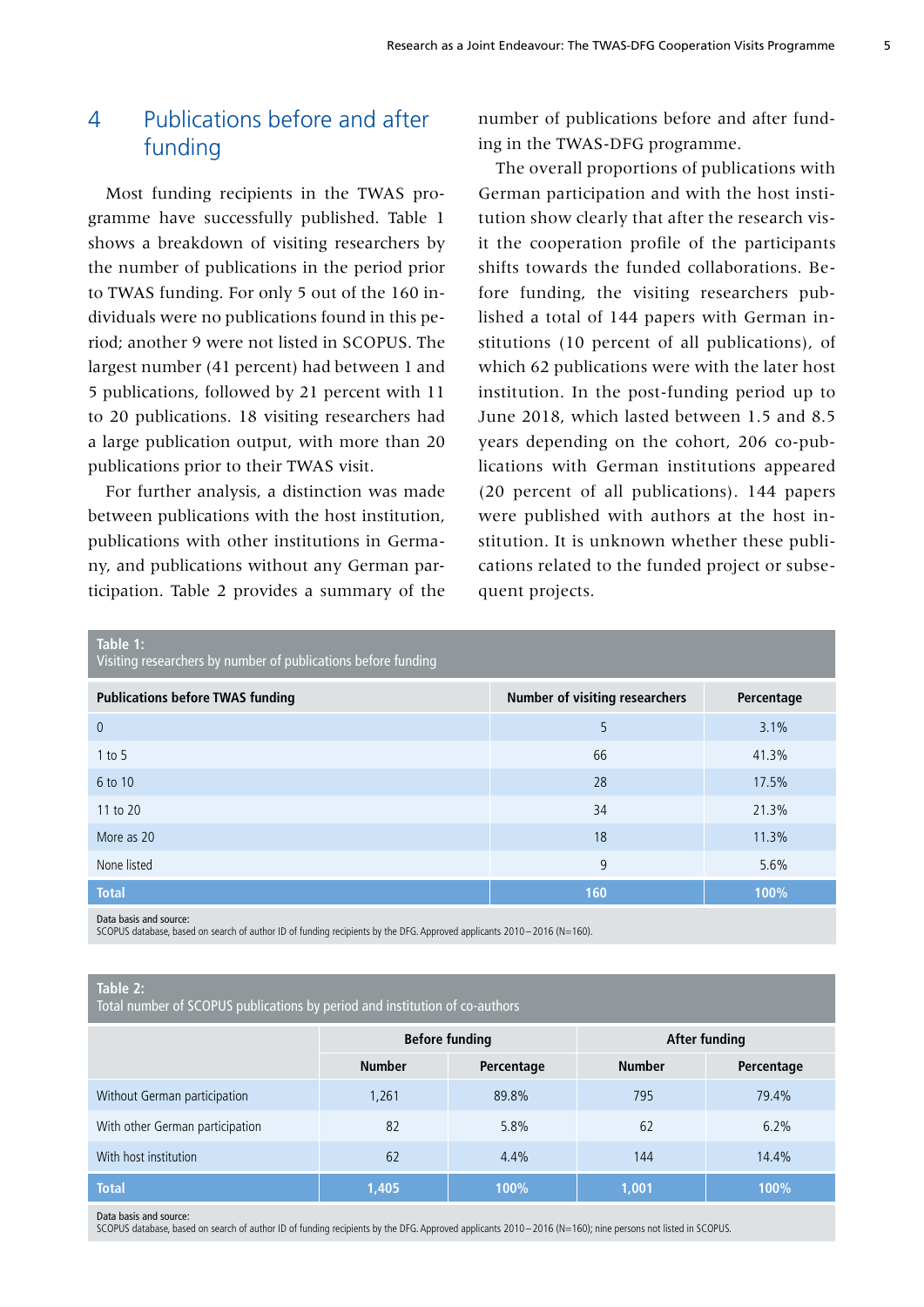## 4 Publications before and after funding

Most funding recipients in the TWAS programme have successfully published. Table 1 shows a breakdown of visiting researchers by the number of publications in the period prior to TWAS funding. For only 5 out of the 160 individuals were no publications found in this period; another 9 were not listed in SCOPUS. The largest number (41 percent) had between 1 and 5 publications, followed by 21 percent with 11 to 20 publications. 18 visiting researchers had a large publication output, with more than 20 publications prior to their TWAS visit.

For further analysis, a distinction was made between publications with the host institution, publications with other institutions in Germany, and publications without any German participation. Table 2 provides a summary of the number of publications before and after funding in the TWAS-DFG programme.

The overall proportions of publications with German participation and with the host institution show clearly that after the research visit the cooperation profile of the participants shifts towards the funded collaborations. Before funding, the visiting researchers published a total of 144 papers with German institutions (10 percent of all publications), of which 62 publications were with the later host institution. In the post-funding period up to June 2018, which lasted between 1.5 and 8.5 years depending on the cohort, 206 co-publications with German institutions appeared (20 percent of all publications). 144 papers were published with authors at the host institution. It is unknown whether these publications related to the funded project or subsequent projects.

**Table 1:**
Visiting researchers by number of publications before funding

| Publications before TWAS funding | Number of visiting researchers | Percentage |
|---|---|---|
| 0 | 5 | 3.1% |
| 1 to 5 | 66 | 41.3% |
| 6 to 10 | 28 | 17.5% |
| 11 to 20 | 34 | 21.3% |
| More as 20 | 18 | 11.3% |
| None listed | 9 | 5.6% |
| **Total** | **160** | **100%** |

Data basis and source:
SCOPUS database, based on search of author ID of funding recipients by the DFG. Approved applicants 2010–2016 (N=160).

**Table 2:**
Total number of SCOPUS publications by period and institution of co-authors

| | Before funding | | After funding | |
|---|---|---|---|---|
| | Number | Percentage | Number | Percentage |
| Without German participation | 1,261 | 89.8% | 795 | 79.4% |
| With other German participation | 82 | 5.8% | 62 | 6.2% |
| With host institution | 62 | 4.4% | 144 | 14.4% |
| **Total** | **1,405** | **100%** | **1,001** | **100%** |

Data basis and source:
SCOPUS database, based on search of author ID of funding recipients by the DFG. Approved applicants 2010–2016 (N=160); nine persons not listed in SCOPUS.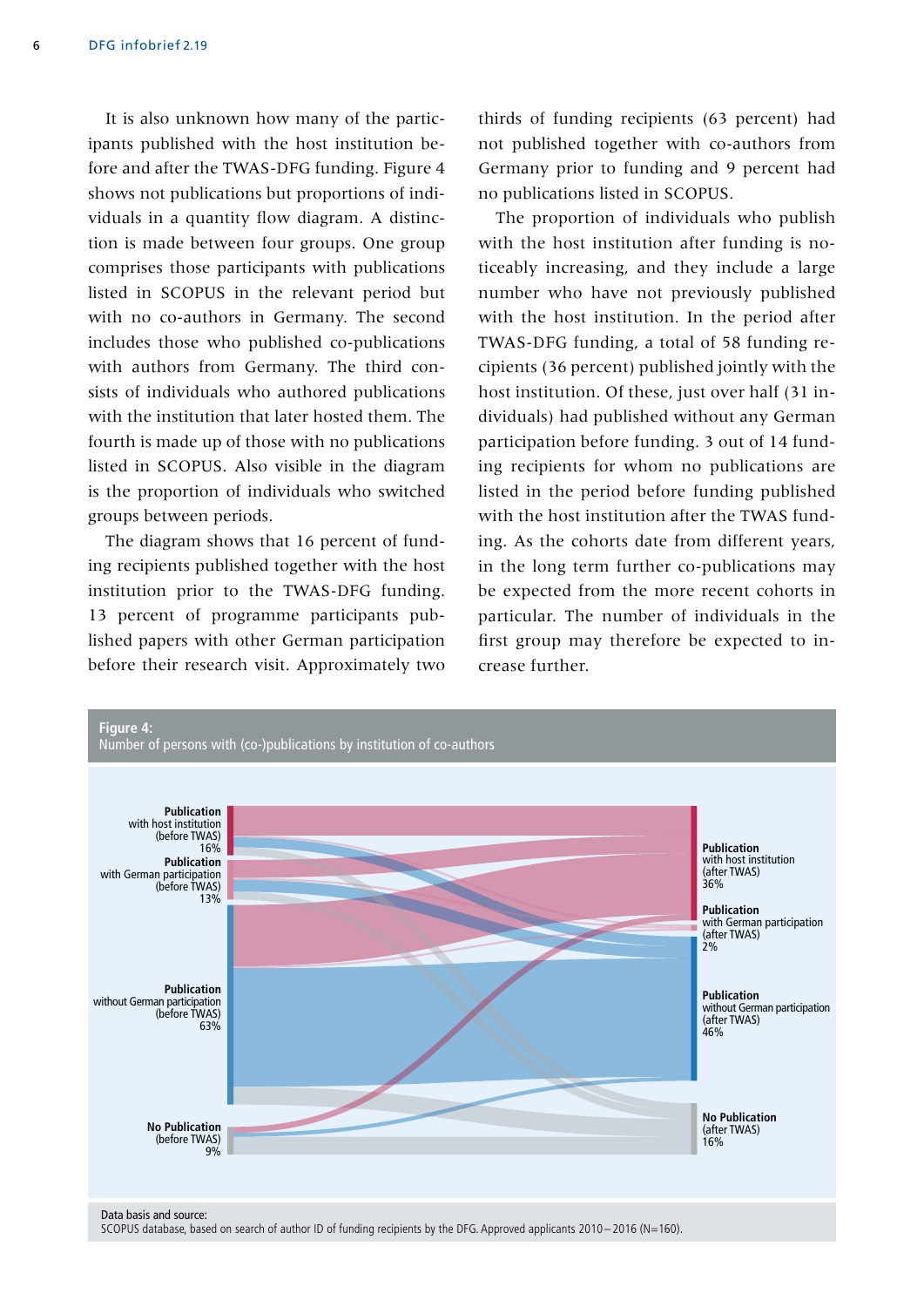It is also unknown how many of the participants published with the host institution before and after the TWAS-DFG funding. Figure 4 shows not publications but proportions of individuals in a quantity flow diagram. A distinction is made between four groups. One group comprises those participants with publications listed in SCOPUS in the relevant period but with no co-authors in Germany. The second includes those who published co-publications with authors from Germany. The third consists of individuals who authored publications with the institution that later hosted them. The fourth is made up of those with no publications listed in SCOPUS. Also visible in the diagram is the proportion of individuals who switched groups between periods.

The diagram shows that 16 percent of funding recipients published together with the host institution prior to the TWAS-DFG funding. 13 percent of programme participants published papers with other German participation before their research visit. Approximately two thirds of funding recipients (63 percent) had not published together with co-authors from Germany prior to funding and 9 percent had no publications listed in SCOPUS.

The proportion of individuals who publish with the host institution after funding is noticeably increasing, and they include a large number who have not previously published with the host institution. In the period after TWAS-DFG funding, a total of 58 funding recipients (36 percent) published jointly with the host institution. Of these, just over half (31 individuals) had published without any German participation before funding. 3 out of 14 funding recipients for whom no publications are listed in the period before funding published with the host institution after the TWAS funding. As the cohorts date from different years, in the long term further co-publications may be expected from the more recent cohorts in particular. The number of individuals in the first group may therefore be expected to increase further.

**Figure 4:**
Number of persons with (co-)publications by institution of co-authors

Data basis and source:
SCOPUS database, based on search of author ID of funding recipients by the DFG. Approved applicants 2010–2016 (N=160).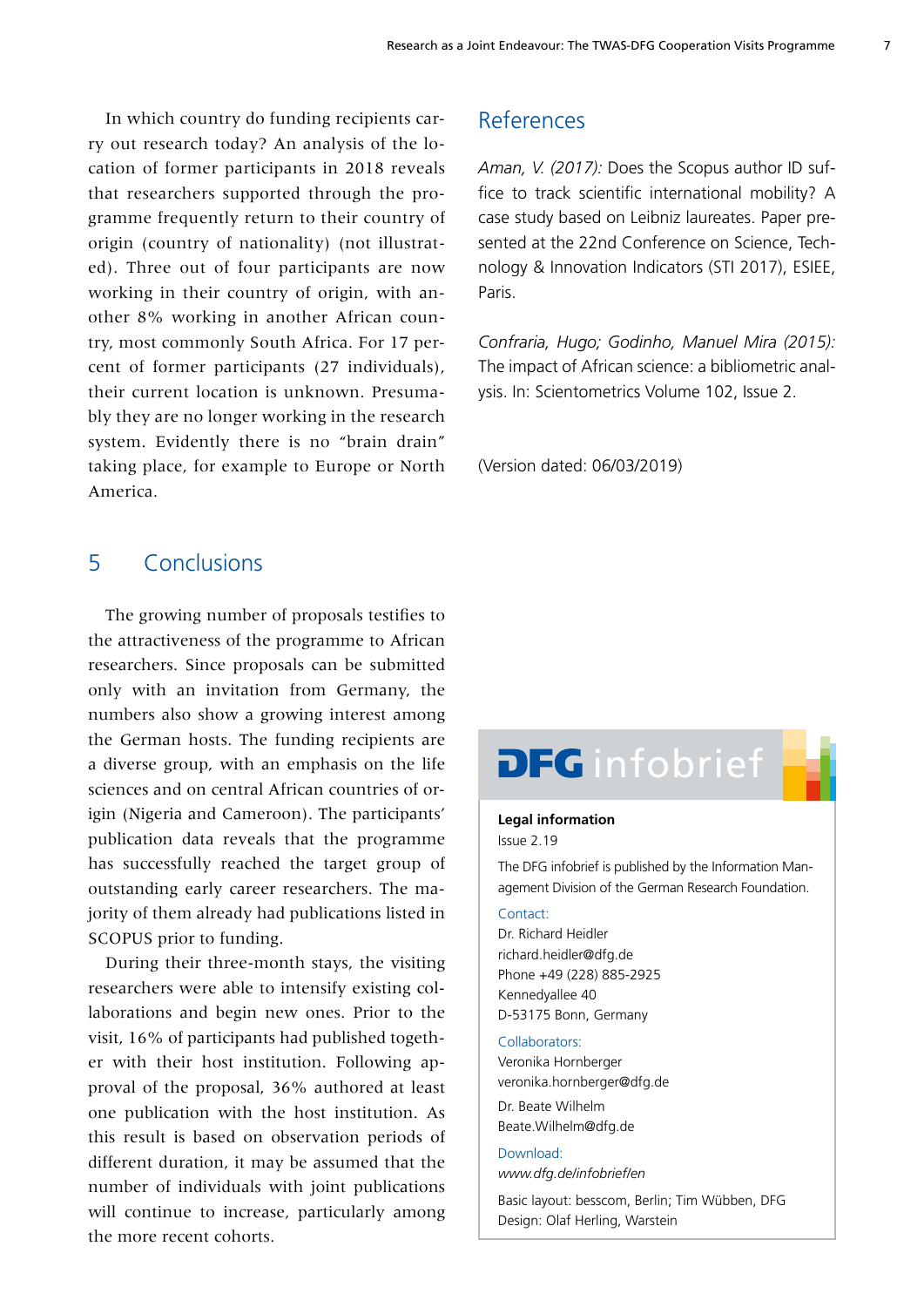In which country do funding recipients carry out research today? An analysis of the location of former participants in 2018 reveals that researchers supported through the programme frequently return to their country of origin (country of nationality) (not illustrated). Three out of four participants are now working in their country of origin, with another 8% working in another African country, most commonly South Africa. For 17 percent of former participants (27 individuals), their current location is unknown. Presumably they are no longer working in the research system. Evidently there is no "brain drain" taking place, for example to Europe or North America.

## 5 Conclusions

The growing number of proposals testifies to the attractiveness of the programme to African researchers. Since proposals can be submitted only with an invitation from Germany, the numbers also show a growing interest among the German hosts. The funding recipients are a diverse group, with an emphasis on the life sciences and on central African countries of origin (Nigeria and Cameroon). The participants' publication data reveals that the programme has successfully reached the target group of outstanding early career researchers. The majority of them already had publications listed in SCOPUS prior to funding.

During their three-month stays, the visiting researchers were able to intensify existing collaborations and begin new ones. Prior to the visit, 16% of participants had published together with their host institution. Following approval of the proposal, 36% authored at least one publication with the host institution. As this result is based on observation periods of different duration, it may be assumed that the number of individuals with joint publications will continue to increase, particularly among the more recent cohorts.

## References

*Aman, V. (2017):* Does the Scopus author ID suffice to track scientific international mobility? A case study based on Leibniz laureates. Paper presented at the 22nd Conference on Science, Technology & Innovation Indicators (STI 2017), ESIEE, Paris.

*Confraria, Hugo; Godinho, Manuel Mira (2015):* The impact of African science: a bibliometric analysis. In: Scientometrics Volume 102, Issue 2.

(Version dated: 06/03/2019)

**DFG infobrief**

**Legal information**

Issue 2.19

The DFG infobrief is published by the Information Management Division of the German Research Foundation.

Contact:
Dr. Richard Heidler
richard.heidler@dfg.de
Phone +49 (228) 885-2925
Kennedyallee 40
D-53175 Bonn, Germany

Collaborators:
Veronika Hornberger
veronika.hornberger@dfg.de

Dr. Beate Wilhelm
Beate.Wilhelm@dfg.de

Download:
*www.dfg.de/infobrief/en*

Basic layout: besscom, Berlin; Tim Wübben, DFG
Design: Olaf Herling, Warstein